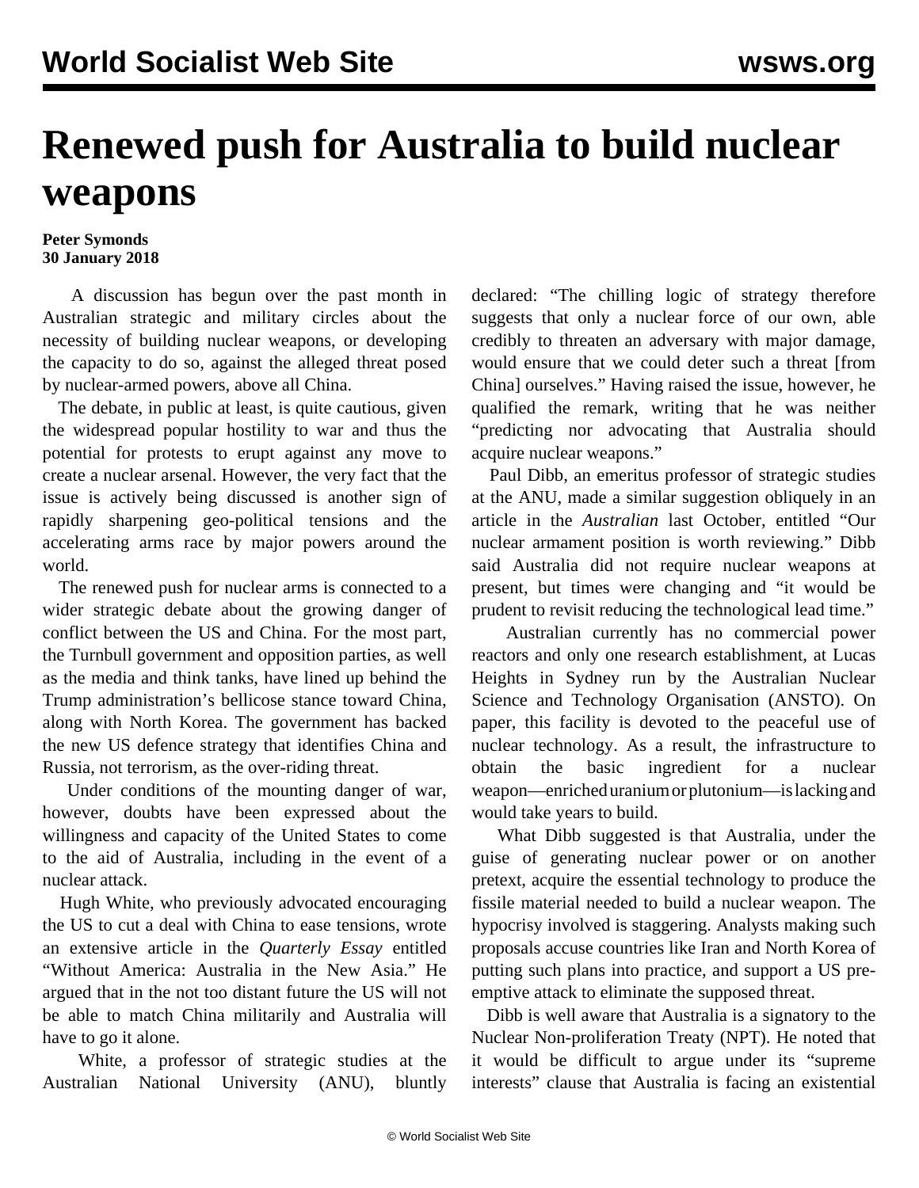# Renewed push for Australia to build nuclear weapons

**Peter Symonds**
**30 January 2018**

A discussion has begun over the past month in Australian strategic and military circles about the necessity of building nuclear weapons, or developing the capacity to do so, against the alleged threat posed by nuclear-armed powers, above all China.

The debate, in public at least, is quite cautious, given the widespread popular hostility to war and thus the potential for protests to erupt against any move to create a nuclear arsenal. However, the very fact that the issue is actively being discussed is another sign of rapidly sharpening geo-political tensions and the accelerating arms race by major powers around the world.

The renewed push for nuclear arms is connected to a wider strategic debate about the growing danger of conflict between the US and China. For the most part, the Turnbull government and opposition parties, as well as the media and think tanks, have lined up behind the Trump administration's bellicose stance toward China, along with North Korea. The government has backed the new US defence strategy that identifies China and Russia, not terrorism, as the over-riding threat.

Under conditions of the mounting danger of war, however, doubts have been expressed about the willingness and capacity of the United States to come to the aid of Australia, including in the event of a nuclear attack.

Hugh White, who previously advocated encouraging the US to cut a deal with China to ease tensions, wrote an extensive article in the *Quarterly Essay* entitled "Without America: Australia in the New Asia." He argued that in the not too distant future the US will not be able to match China militarily and Australia will have to go it alone.

White, a professor of strategic studies at the Australian National University (ANU), bluntly declared: "The chilling logic of strategy therefore suggests that only a nuclear force of our own, able credibly to threaten an adversary with major damage, would ensure that we could deter such a threat [from China] ourselves." Having raised the issue, however, he qualified the remark, writing that he was neither "predicting nor advocating that Australia should acquire nuclear weapons."

Paul Dibb, an emeritus professor of strategic studies at the ANU, made a similar suggestion obliquely in an article in the *Australian* last October, entitled "Our nuclear armament position is worth reviewing." Dibb said Australia did not require nuclear weapons at present, but times were changing and "it would be prudent to revisit reducing the technological lead time."

Australian currently has no commercial power reactors and only one research establishment, at Lucas Heights in Sydney run by the Australian Nuclear Science and Technology Organisation (ANSTO). On paper, this facility is devoted to the peaceful use of nuclear technology. As a result, the infrastructure to obtain the basic ingredient for a nuclear weapon—enriched uranium or plutonium—is lacking and would take years to build.

What Dibb suggested is that Australia, under the guise of generating nuclear power or on another pretext, acquire the essential technology to produce the fissile material needed to build a nuclear weapon. The hypocrisy involved is staggering. Analysts making such proposals accuse countries like Iran and North Korea of putting such plans into practice, and support a US pre-emptive attack to eliminate the supposed threat.

Dibb is well aware that Australia is a signatory to the Nuclear Non-proliferation Treaty (NPT). He noted that it would be difficult to argue under its "supreme interests" clause that Australia is facing an existential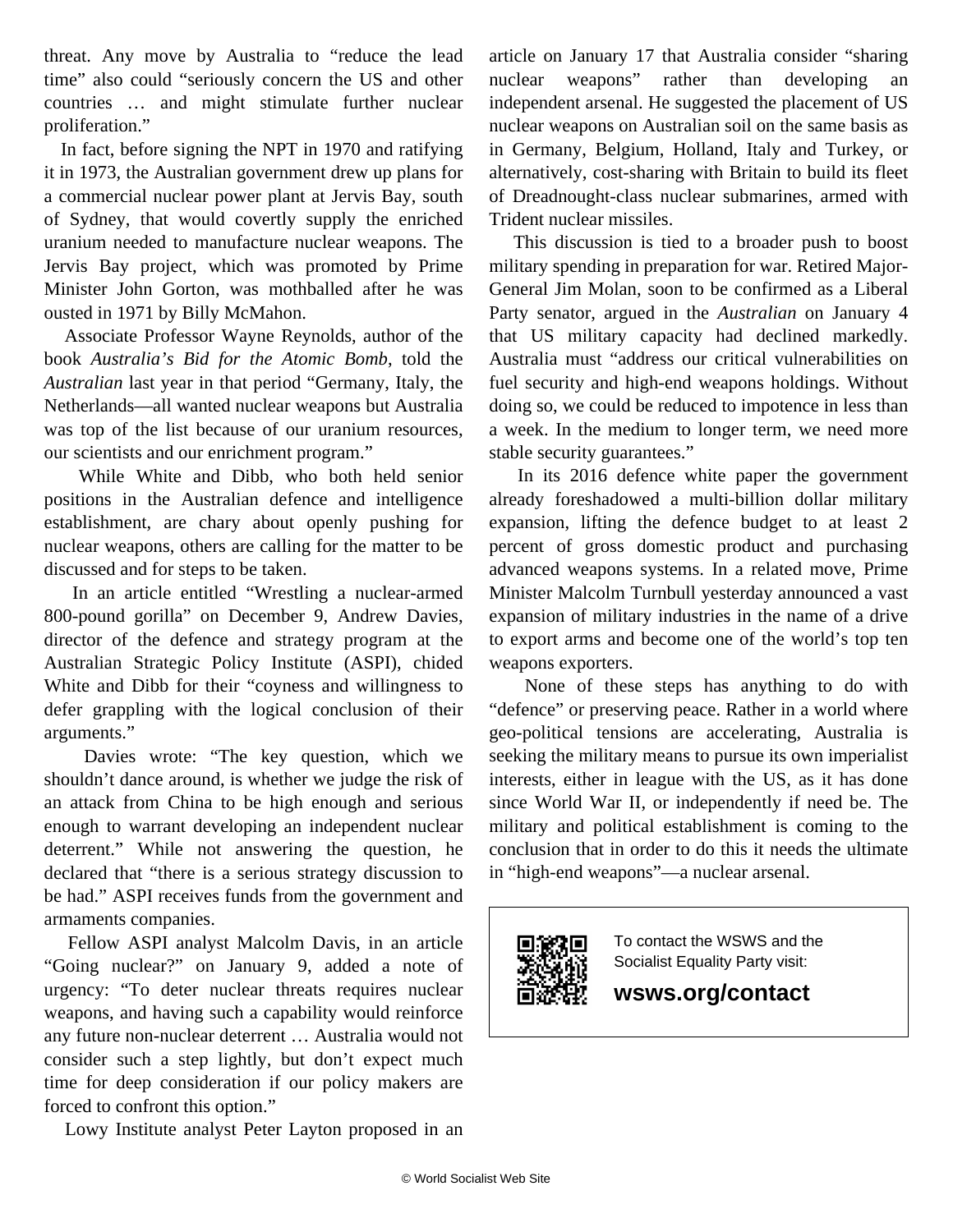threat. Any move by Australia to "reduce the lead time" also could "seriously concern the US and other countries … and might stimulate further nuclear proliferation."

In fact, before signing the NPT in 1970 and ratifying it in 1973, the Australian government drew up plans for a commercial nuclear power plant at Jervis Bay, south of Sydney, that would covertly supply the enriched uranium needed to manufacture nuclear weapons. The Jervis Bay project, which was promoted by Prime Minister John Gorton, was mothballed after he was ousted in 1971 by Billy McMahon.

Associate Professor Wayne Reynolds, author of the book *Australia's Bid for the Atomic Bomb*, told the *Australian* last year in that period "Germany, Italy, the Netherlands—all wanted nuclear weapons but Australia was top of the list because of our uranium resources, our scientists and our enrichment program."

While White and Dibb, who both held senior positions in the Australian defence and intelligence establishment, are chary about openly pushing for nuclear weapons, others are calling for the matter to be discussed and for steps to be taken.

In an article entitled "Wrestling a nuclear-armed 800-pound gorilla" on December 9, Andrew Davies, director of the defence and strategy program at the Australian Strategic Policy Institute (ASPI), chided White and Dibb for their "coyness and willingness to defer grappling with the logical conclusion of their arguments."

Davies wrote: "The key question, which we shouldn't dance around, is whether we judge the risk of an attack from China to be high enough and serious enough to warrant developing an independent nuclear deterrent." While not answering the question, he declared that "there is a serious strategy discussion to be had." ASPI receives funds from the government and armaments companies.

Fellow ASPI analyst Malcolm Davis, in an article "Going nuclear?" on January 9, added a note of urgency: "To deter nuclear threats requires nuclear weapons, and having such a capability would reinforce any future non-nuclear deterrent … Australia would not consider such a step lightly, but don't expect much time for deep consideration if our policy makers are forced to confront this option."

Lowy Institute analyst Peter Layton proposed in an article on January 17 that Australia consider "sharing nuclear weapons" rather than developing an independent arsenal. He suggested the placement of US nuclear weapons on Australian soil on the same basis as in Germany, Belgium, Holland, Italy and Turkey, or alternatively, cost-sharing with Britain to build its fleet of Dreadnought-class nuclear submarines, armed with Trident nuclear missiles.

This discussion is tied to a broader push to boost military spending in preparation for war. Retired Major-General Jim Molan, soon to be confirmed as a Liberal Party senator, argued in the *Australian* on January 4 that US military capacity had declined markedly. Australia must "address our critical vulnerabilities on fuel security and high-end weapons holdings. Without doing so, we could be reduced to impotence in less than a week. In the medium to longer term, we need more stable security guarantees."

In its 2016 defence white paper the government already foreshadowed a multi-billion dollar military expansion, lifting the defence budget to at least 2 percent of gross domestic product and purchasing advanced weapons systems. In a related move, Prime Minister Malcolm Turnbull yesterday announced a vast expansion of military industries in the name of a drive to export arms and become one of the world's top ten weapons exporters.

None of these steps has anything to do with "defence" or preserving peace. Rather in a world where geo-political tensions are accelerating, Australia is seeking the military means to pursue its own imperialist interests, either in league with the US, as it has done since World War II, or independently if need be. The military and political establishment is coming to the conclusion that in order to do this it needs the ultimate in "high-end weapons"—a nuclear arsenal.

To contact the WSWS and the Socialist Equality Party visit:

**wsws.org/contact**